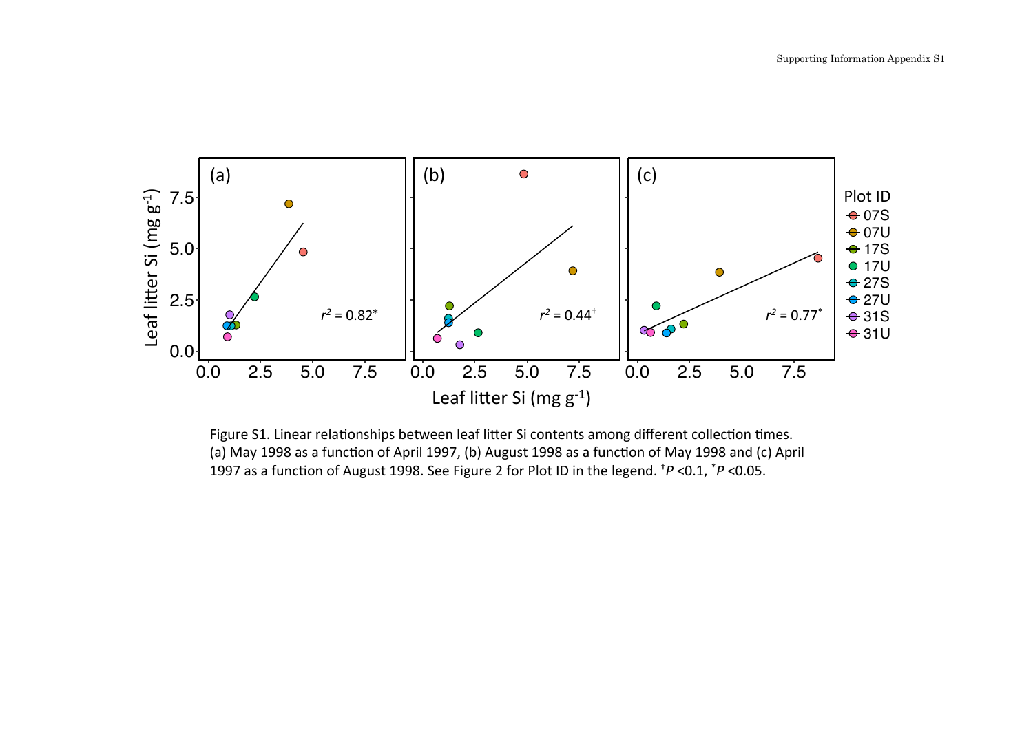Figure S1. Linear relationships between leaf litter Si contents among different collection times. (a) May 1998 as a function of April 1997, (b) August 1998 as a function of May 1998 and (c) April 1997 as a function of August 1998. See Figure 2 for Plot ID in the legend. †$P$ <0.1, *$P$ <0.05.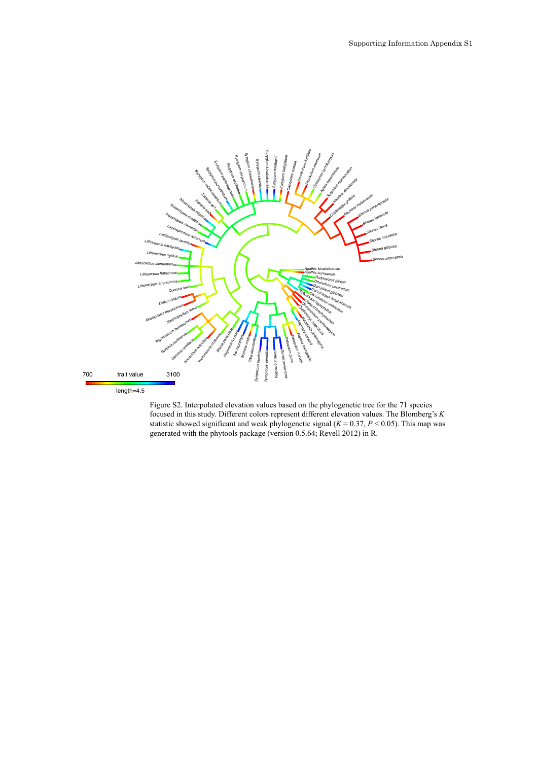700 trait value 3100

length=4.5

Figure S2. Interpolated elevation values based on the phylogenetic tree for the 71 species focused in this study. Different colors represent different elevation values. The Blomberg's *K* statistic showed significant and weak phylogenetic signal ($K = 0.37$, $P < 0.05$). This map was generated with the phytools package (version 0.5.64; Revell 2012) in R.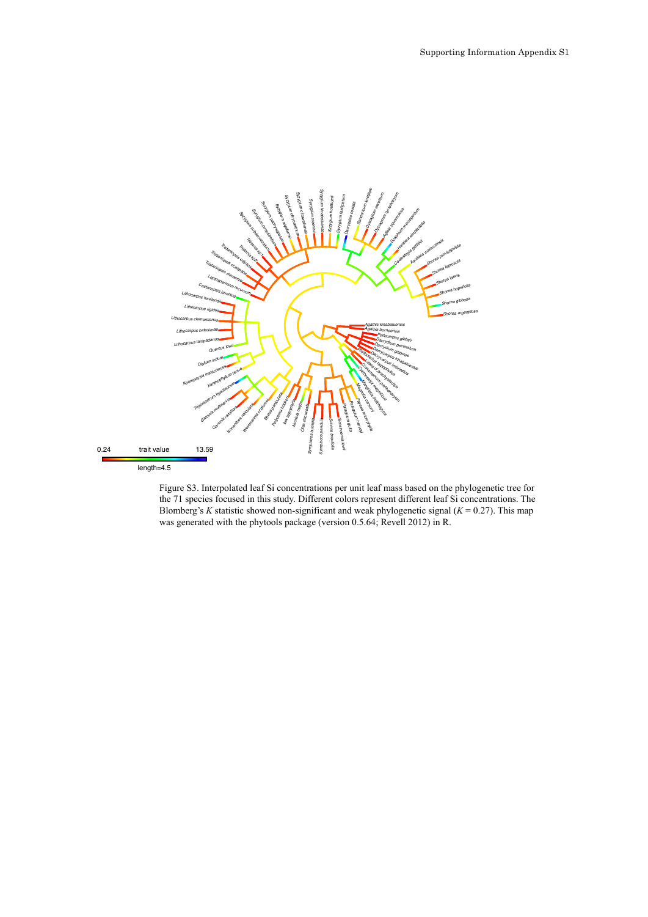0.24 trait value 13.59

length=4.5

Figure S3. Interpolated leaf Si concentrations per unit leaf mass based on the phylogenetic tree for the 71 species focused in this study. Different colors represent different leaf Si concentrations. The Blomberg's $K$ statistic showed non-significant and weak phylogenetic signal ($K = 0.27$). This map was generated with the phytools package (version 0.5.64; Revell 2012) in R.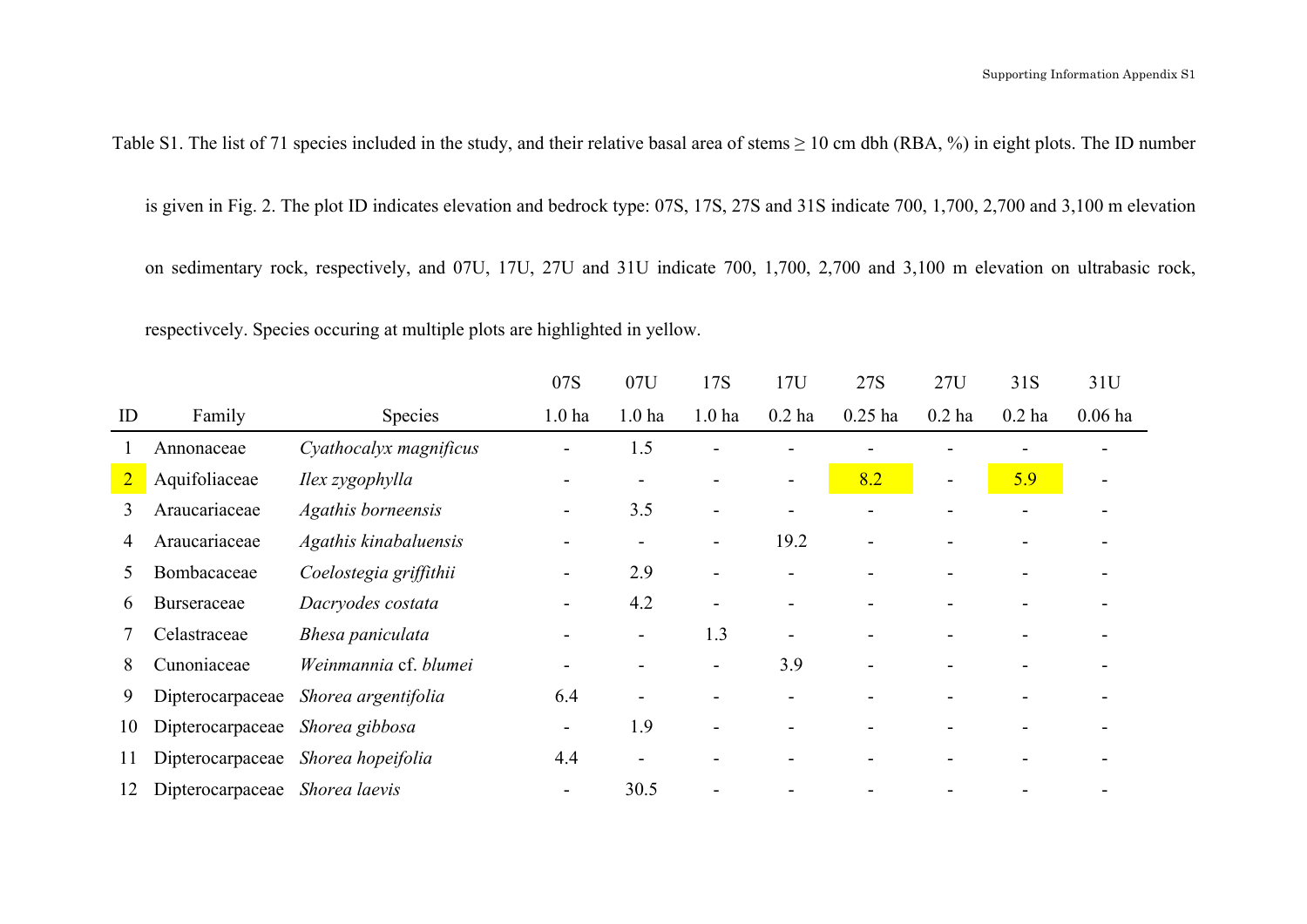Table S1. The list of 71 species included in the study, and their relative basal area of stems ≥ 10 cm dbh (RBA, %) in eight plots. The ID number is given in Fig. 2. The plot ID indicates elevation and bedrock type: 07S, 17S, 27S and 31S indicate 700, 1,700, 2,700 and 3,100 m elevation on sedimentary rock, respectively, and 07U, 17U, 27U and 31U indicate 700, 1,700, 2,700 and 3,100 m elevation on ultrabasic rock, respectivcely. Species occuring at multiple plots are highlighted in yellow.

| | | | 07S | 07U | 17S | 17U | 27S | 27U | 31S | 31U |
|---|---|---|---|---|---|---|---|---|---|---|
| ID | Family | Species | 1.0 ha | 1.0 ha | 1.0 ha | 0.2 ha | 0.25 ha | 0.2 ha | 0.2 ha | 0.06 ha |
| 1 | Annonaceae | *Cyathocalyx magnificus* | - | 1.5 | - | - | - | - | - | - |
| 2 | Aquifoliaceae | *Ilex zygophylla* | - | - | - | - | 8.2 | - | 5.9 | - |
| 3 | Araucariaceae | *Agathis borneensis* | - | 3.5 | - | - | - | - | - | - |
| 4 | Araucariaceae | *Agathis kinabaluensis* | - | - | - | 19.2 | - | - | - | - |
| 5 | Bombacaceae | *Coelostegia griffithii* | - | 2.9 | - | - | - | - | - | - |
| 6 | Burseraceae | *Dacryodes costata* | - | 4.2 | - | - | - | - | - | - |
| 7 | Celastraceae | *Bhesa paniculata* | - | - | 1.3 | - | - | - | - | - |
| 8 | Cunoniaceae | *Weinmannia* cf. *blumei* | - | - | - | 3.9 | - | - | - | - |
| 9 | Dipterocarpaceae | *Shorea argentifolia* | 6.4 | - | - | - | - | - | - | - |
| 10 | Dipterocarpaceae | *Shorea gibbosa* | - | 1.9 | - | - | - | - | - | - |
| 11 | Dipterocarpaceae | *Shorea hopeifolia* | 4.4 | - | - | - | - | - | - | - |
| 12 | Dipterocarpaceae | *Shorea laevis* | - | 30.5 | - | - | - | - | - | - |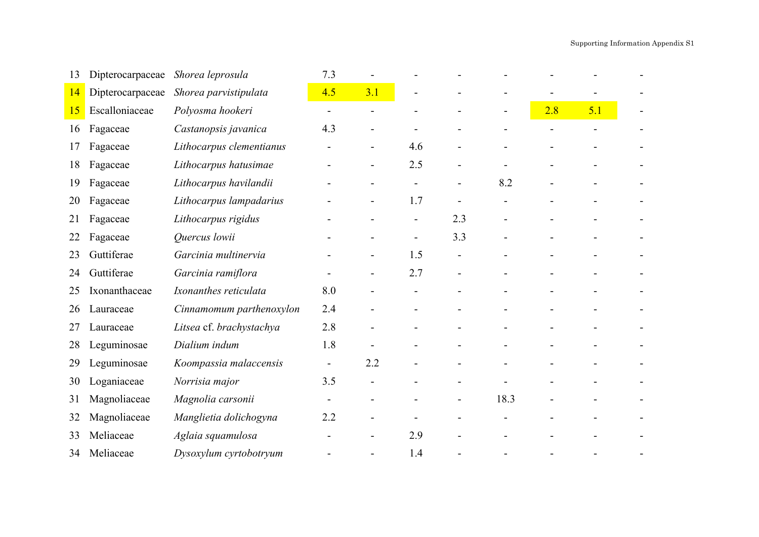| | | | | | | | | | | |
|---|---|---|---|---|---|---|---|---|---|---|
| 13 | Dipterocarpaceae | *Shorea leprosula* | 7.3 | - | - | - | - | - | - | - |
| 14 | Dipterocarpaceae | *Shorea parvistipulata* | 4.5 | 3.1 | - | - | - | - | - | - |
| 15 | Escalloniaceae | *Polyosma hookeri* | - | - | - | - | - | 2.8 | 5.1 | - |
| 16 | Fagaceae | *Castanopsis javanica* | 4.3 | - | - | - | - | - | - | - |
| 17 | Fagaceae | *Lithocarpus clementianus* | - | - | 4.6 | - | - | - | - | - |
| 18 | Fagaceae | *Lithocarpus hatusimae* | - | - | 2.5 | - | - | - | - | - |
| 19 | Fagaceae | *Lithocarpus havilandii* | - | - | - | - | 8.2 | - | - | - |
| 20 | Fagaceae | *Lithocarpus lampadarius* | - | - | 1.7 | - | - | - | - | - |
| 21 | Fagaceae | *Lithocarpus rigidus* | - | - | - | 2.3 | - | - | - | - |
| 22 | Fagaceae | *Quercus lowii* | - | - | - | 3.3 | - | - | - | - |
| 23 | Guttiferae | *Garcinia multinervia* | - | - | 1.5 | - | - | - | - | - |
| 24 | Guttiferae | *Garcinia ramiflora* | - | - | 2.7 | - | - | - | - | - |
| 25 | Ixonanthaceae | *Ixonanthes reticulata* | 8.0 | - | - | - | - | - | - | - |
| 26 | Lauraceae | *Cinnamomum parthenoxylon* | 2.4 | - | - | - | - | - | - | - |
| 27 | Lauraceae | *Litsea* cf. *brachystachya* | 2.8 | - | - | - | - | - | - | - |
| 28 | Leguminosae | *Dialium indum* | 1.8 | - | - | - | - | - | - | - |
| 29 | Leguminosae | *Koompassia malaccensis* | - | 2.2 | - | - | - | - | - | - |
| 30 | Loganiaceae | *Norrisia major* | 3.5 | - | - | - | - | - | - | - |
| 31 | Magnoliaceae | *Magnolia carsonii* | - | - | - | - | 18.3 | - | - | - |
| 32 | Magnoliaceae | *Manglietia dolichogyna* | 2.2 | - | - | - | - | - | - | - |
| 33 | Meliaceae | *Aglaia squamulosa* | - | - | 2.9 | - | - | - | - | - |
| 34 | Meliaceae | *Dysoxylum cyrtobotryum* | - | - | 1.4 | - | - | - | - | - |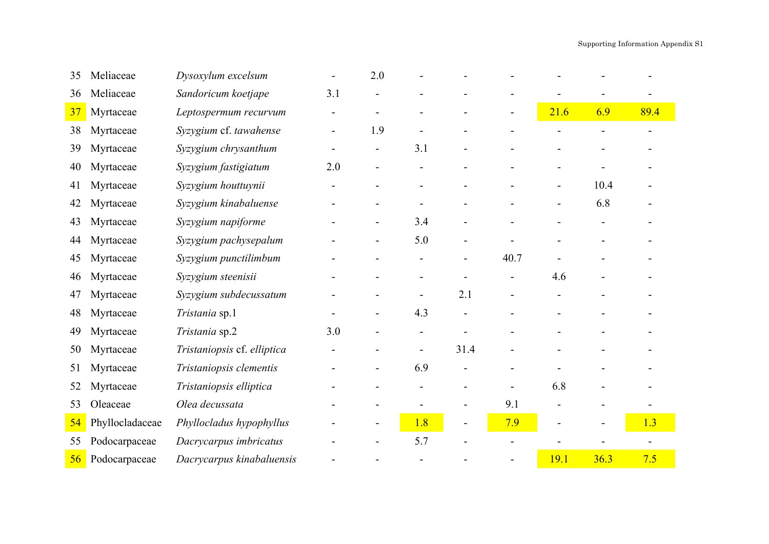| | | | | | | | | | | |
|---|---|---|---|---|---|---|---|---|---|---|
| 35 | Meliaceae | *Dysoxylum excelsum* | - | 2.0 | - | - | - | - | - | - |
| 36 | Meliaceae | *Sandoricum koetjape* | 3.1 | - | - | - | - | - | - | - |
| 37 | Myrtaceae | *Leptospermum recurvum* | - | - | - | - | - | 21.6 | 6.9 | 89.4 |
| 38 | Myrtaceae | *Syzygium* cf. *tawahense* | - | 1.9 | - | - | - | - | - | - |
| 39 | Myrtaceae | *Syzygium chrysanthum* | - | - | 3.1 | - | - | - | - | - |
| 40 | Myrtaceae | *Syzygium fastigiatum* | 2.0 | - | - | - | - | - | - | - |
| 41 | Myrtaceae | *Syzygium houttuynii* | - | - | - | - | - | - | 10.4 | - |
| 42 | Myrtaceae | *Syzygium kinabaluense* | - | - | - | - | - | - | 6.8 | - |
| 43 | Myrtaceae | *Syzygium napiforme* | - | - | 3.4 | - | - | - | - | - |
| 44 | Myrtaceae | *Syzygium pachysepalum* | - | - | 5.0 | - | - | - | - | - |
| 45 | Myrtaceae | *Syzygium punctilimbum* | - | - | - | - | 40.7 | - | - | - |
| 46 | Myrtaceae | *Syzygium steenisii* | - | - | - | - | - | 4.6 | - | - |
| 47 | Myrtaceae | *Syzygium subdecussatum* | - | - | - | 2.1 | - | - | - | - |
| 48 | Myrtaceae | *Tristania* sp.1 | - | - | 4.3 | - | - | - | - | - |
| 49 | Myrtaceae | *Tristania* sp.2 | 3.0 | - | - | - | - | - | - | - |
| 50 | Myrtaceae | *Tristaniopsis* cf. *elliptica* | - | - | - | 31.4 | - | - | - | - |
| 51 | Myrtaceae | *Tristaniopsis clementis* | - | - | 6.9 | - | - | - | - | - |
| 52 | Myrtaceae | *Tristaniopsis elliptica* | - | - | - | - | - | 6.8 | - | - |
| 53 | Oleaceae | *Olea decussata* | - | - | - | - | 9.1 | - | - | - |
| 54 | Phyllocladaceae | *Phyllocladus hypophyllus* | - | - | 1.8 | - | 7.9 | - | - | 1.3 |
| 55 | Podocarpaceae | *Dacrycarpus imbricatus* | - | - | 5.7 | - | - | - | - | - |
| 56 | Podocarpaceae | *Dacrycarpus kinabaluensis* | - | - | - | - | - | 19.1 | 36.3 | 7.5 |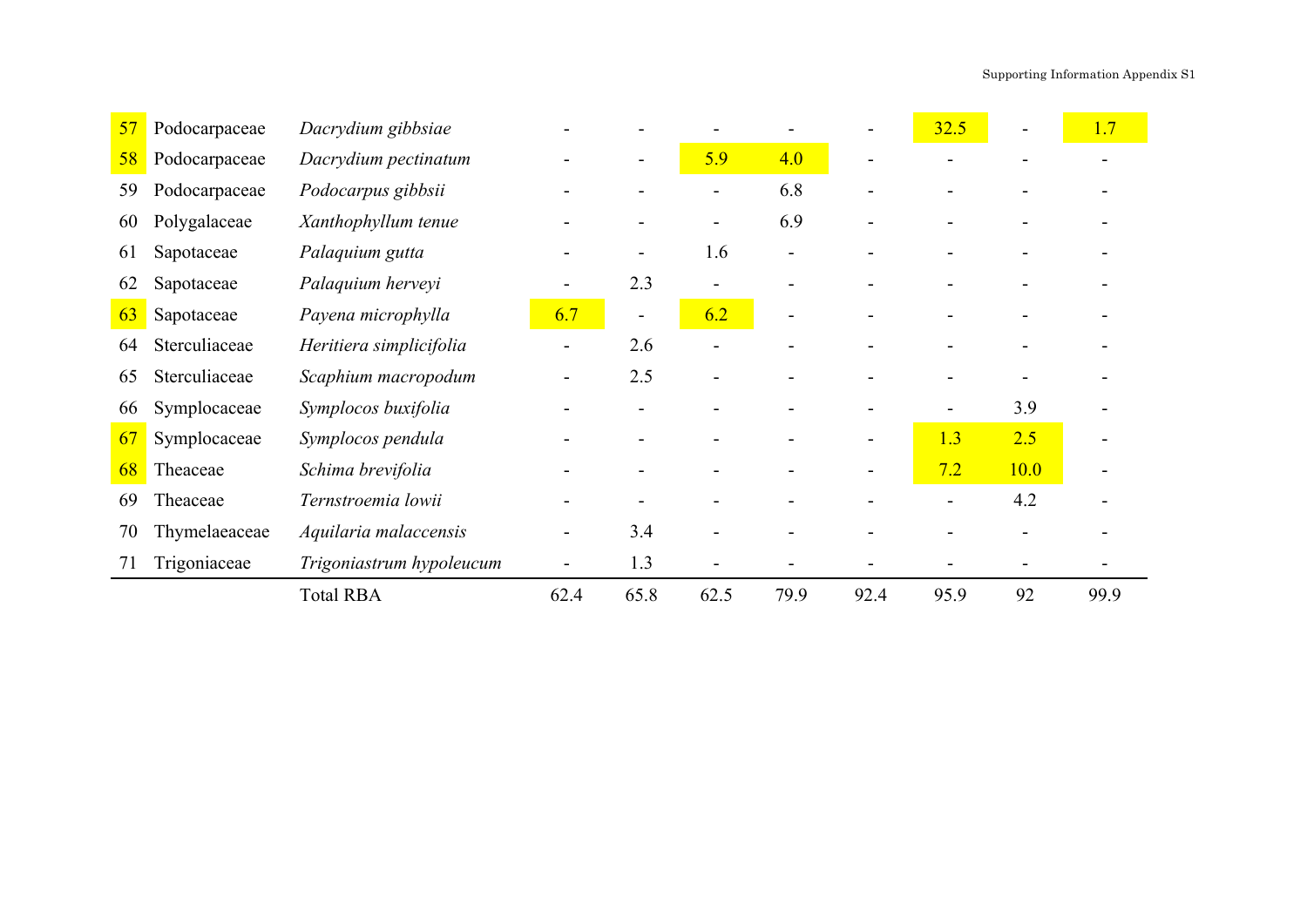| | | | | | | | | | | |
|---|---|---|---|---|---|---|---|---|---|---|
| 57 | Podocarpaceae | *Dacrydium gibbsiae* | - | - | - | - | - | 32.5 | - | 1.7 |
| 58 | Podocarpaceae | *Dacrydium pectinatum* | - | - | 5.9 | 4.0 | - | - | - | - |
| 59 | Podocarpaceae | *Podocarpus gibbsii* | - | - | - | 6.8 | - | - | - | - |
| 60 | Polygalaceae | *Xanthophyllum tenue* | - | - | - | 6.9 | - | - | - | - |
| 61 | Sapotaceae | *Palaquium gutta* | - | - | 1.6 | - | - | - | - | - |
| 62 | Sapotaceae | *Palaquium herveyi* | - | 2.3 | - | - | - | - | - | - |
| 63 | Sapotaceae | *Payena microphylla* | 6.7 | - | 6.2 | - | - | - | - | - |
| 64 | Sterculiaceae | *Heritiera simplicifolia* | - | 2.6 | - | - | - | - | - | - |
| 65 | Sterculiaceae | *Scaphium macropodum* | - | 2.5 | - | - | - | - | - | - |
| 66 | Symplocaceae | *Symplocos buxifolia* | - | - | - | - | - | - | 3.9 | - |
| 67 | Symplocaceae | *Symplocos pendula* | - | - | - | - | - | 1.3 | 2.5 | - |
| 68 | Theaceae | *Schima brevifolia* | - | - | - | - | - | 7.2 | 10.0 | - |
| 69 | Theaceae | *Ternstroemia lowii* | - | - | - | - | - | - | 4.2 | - |
| 70 | Thymelaeaceae | *Aquilaria malaccensis* | - | 3.4 | - | - | - | - | - | - |
| 71 | Trigoniaceae | *Trigoniastrum hypoleucum* | - | 1.3 | - | - | - | - | - | - |
| | | Total RBA | 62.4 | 65.8 | 62.5 | 79.9 | 92.4 | 95.9 | 92 | 99.9 |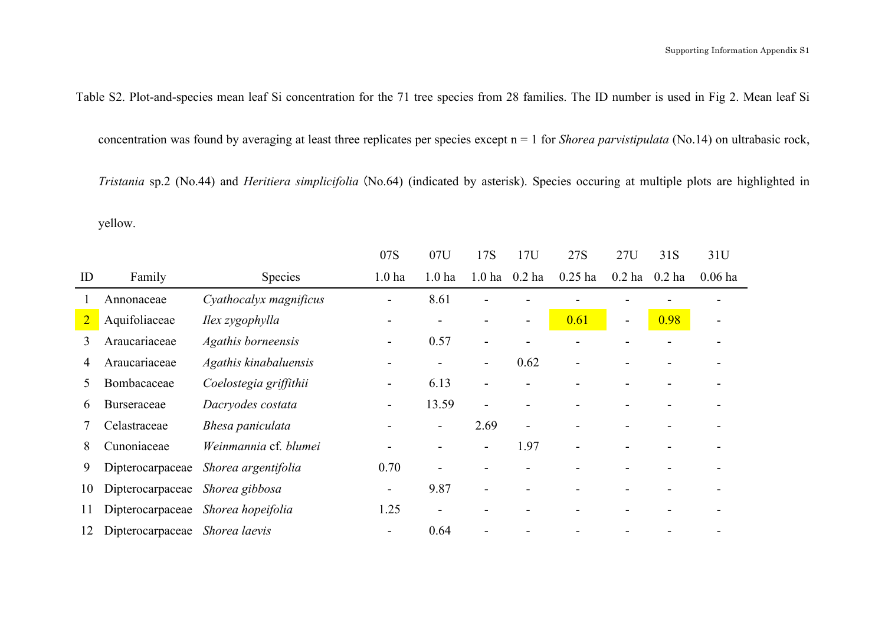Table S2. Plot-and-species mean leaf Si concentration for the 71 tree species from 28 families. The ID number is used in Fig 2. Mean leaf Si concentration was found by averaging at least three replicates per species except n = 1 for *Shorea parvistipulata* (No.14) on ultrabasic rock, *Tristania* sp.2 (No.44) and *Heritiera simplicifolia* (No.64) (indicated by asterisk). Species occuring at multiple plots are highlighted in yellow.

| ID | Family | Species | 07S | 07U | 17S | 17U | 27S | 27U | 31S | 31U |
|---|---|---|---|---|---|---|---|---|---|---|
| | | | 1.0 ha | 1.0 ha | 1.0 ha | 0.2 ha | 0.25 ha | 0.2 ha | 0.2 ha | 0.06 ha |
| 1 | Annonaceae | *Cyathocalyx magnificus* | - | 8.61 | - | - | - | - | - | - |
| 2 | Aquifoliaceae | *Ilex zygophylla* | - | - | - | - | 0.61 | - | 0.98 | - |
| 3 | Araucariaceae | *Agathis borneensis* | - | 0.57 | - | - | - | - | - | - |
| 4 | Araucariaceae | *Agathis kinabaluensis* | - | - | - | 0.62 | - | - | - | - |
| 5 | Bombacaceae | *Coelostegia griffithii* | - | 6.13 | - | - | - | - | - | - |
| 6 | Burseraceae | *Dacryodes costata* | - | 13.59 | - | - | - | - | - | - |
| 7 | Celastraceae | *Bhesa paniculata* | - | - | 2.69 | - | - | - | - | - |
| 8 | Cunoniaceae | *Weinmannia* cf. *blumei* | - | - | - | 1.97 | - | - | - | - |
| 9 | Dipterocarpaceae | *Shorea argentifolia* | 0.70 | - | - | - | - | - | - | - |
| 10 | Dipterocarpaceae | *Shorea gibbosa* | - | 9.87 | - | - | - | - | - | - |
| 11 | Dipterocarpaceae | *Shorea hopeifolia* | 1.25 | - | - | - | - | - | - | - |
| 12 | Dipterocarpaceae | *Shorea laevis* | - | 0.64 | - | - | - | - | - | - |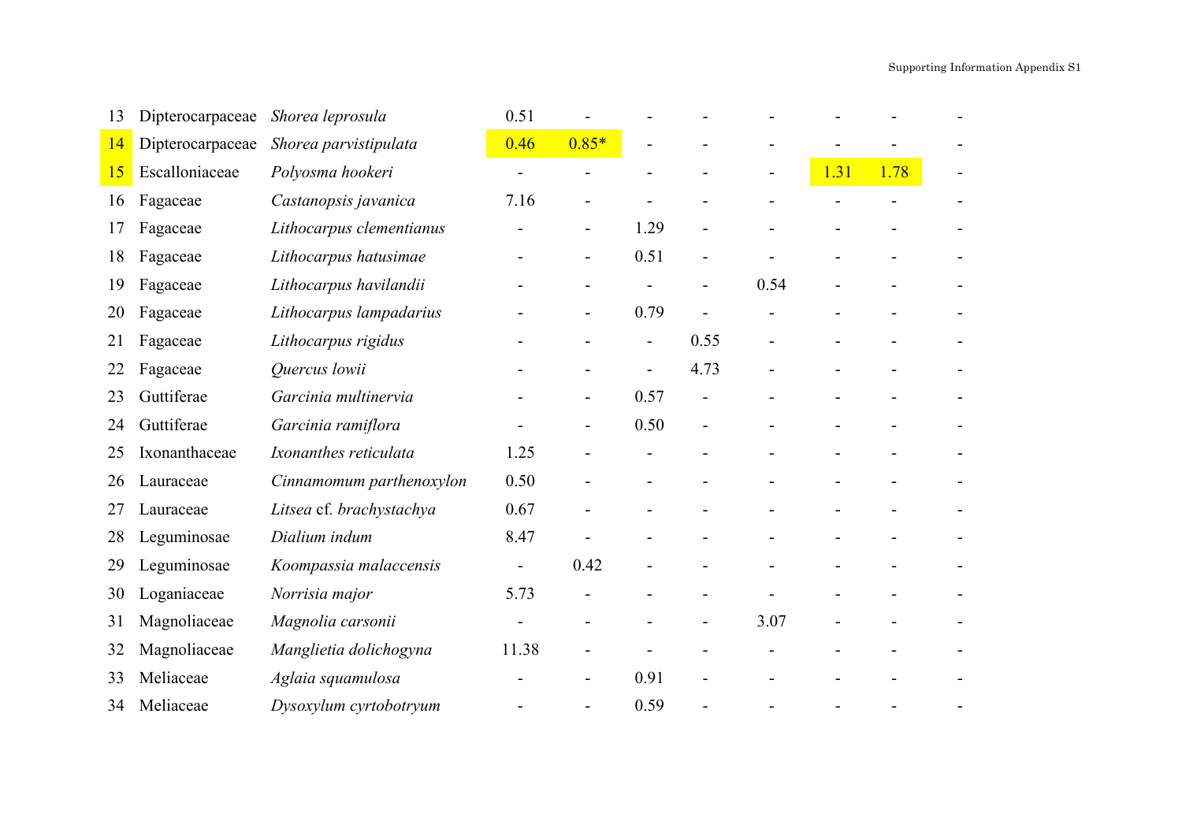| | | | | | | | | | | |
|---|---|---|---|---|---|---|---|---|---|---|
| 13 | Dipterocarpaceae | *Shorea leprosula* | 0.51 | - | - | - | - | - | - | - |
| 14 | Dipterocarpaceae | *Shorea parvistipulata* | 0.46 | 0.85* | - | - | - | - | - | - |
| 15 | Escalloniaceae | *Polyosma hookeri* | - | - | - | - | - | 1.31 | 1.78 | - |
| 16 | Fagaceae | *Castanopsis javanica* | 7.16 | - | - | - | - | - | - | - |
| 17 | Fagaceae | *Lithocarpus clementianus* | - | - | 1.29 | - | - | - | - | - |
| 18 | Fagaceae | *Lithocarpus hatusimae* | - | - | 0.51 | - | - | - | - | - |
| 19 | Fagaceae | *Lithocarpus havilandii* | - | - | - | - | 0.54 | - | - | - |
| 20 | Fagaceae | *Lithocarpus lampadarius* | - | - | 0.79 | - | - | - | - | - |
| 21 | Fagaceae | *Lithocarpus rigidus* | - | - | - | 0.55 | - | - | - | - |
| 22 | Fagaceae | *Quercus lowii* | - | - | - | 4.73 | - | - | - | - |
| 23 | Guttiferae | *Garcinia multinervia* | - | - | 0.57 | - | - | - | - | - |
| 24 | Guttiferae | *Garcinia ramiflora* | - | - | 0.50 | - | - | - | - | - |
| 25 | Ixonanthaceae | *Ixonanthes reticulata* | 1.25 | - | - | - | - | - | - | - |
| 26 | Lauraceae | *Cinnamomum parthenoxylon* | 0.50 | - | - | - | - | - | - | - |
| 27 | Lauraceae | *Litsea* cf. *brachystachya* | 0.67 | - | - | - | - | - | - | - |
| 28 | Leguminosae | *Dialium indum* | 8.47 | - | - | - | - | - | - | - |
| 29 | Leguminosae | *Koompassia malaccensis* | - | 0.42 | - | - | - | - | - | - |
| 30 | Loganiaceae | *Norrisia major* | 5.73 | - | - | - | - | - | - | - |
| 31 | Magnoliaceae | *Magnolia carsonii* | - | - | - | - | 3.07 | - | - | - |
| 32 | Magnoliaceae | *Manglietia dolichogyna* | 11.38 | - | - | - | - | - | - | - |
| 33 | Meliaceae | *Aglaia squamulosa* | - | - | 0.91 | - | - | - | - | - |
| 34 | Meliaceae | *Dysoxylum cyrtobotryum* | - | - | 0.59 | - | - | - | - | - |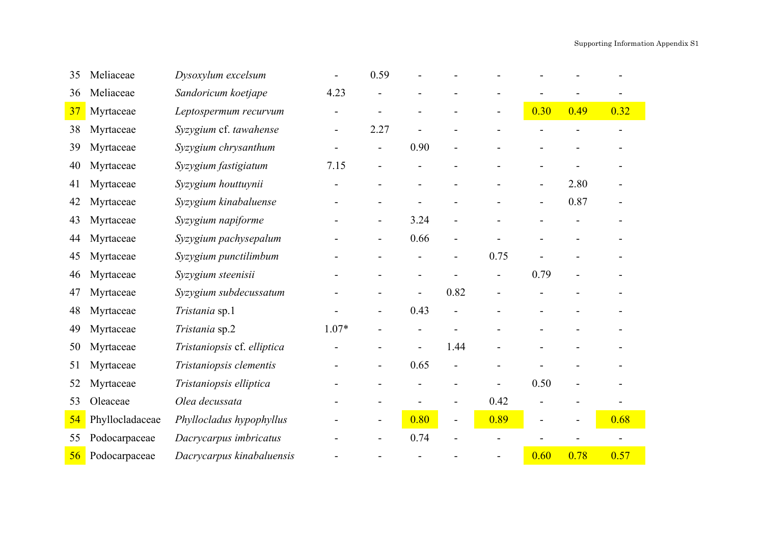| | | | | | | | | | | |
|---|---|---|---|---|---|---|---|---|---|---|
| 35 | Meliaceae | *Dysoxylum excelsum* | - | 0.59 | - | - | - | - | - | - |
| 36 | Meliaceae | *Sandoricum koetjape* | 4.23 | - | - | - | - | - | - | - |
| 37 | Myrtaceae | *Leptospermum recurvum* | - | - | - | - | - | 0.30 | 0.49 | 0.32 |
| 38 | Myrtaceae | *Syzygium* cf. *tawahense* | - | 2.27 | - | - | - | - | - | - |
| 39 | Myrtaceae | *Syzygium chrysanthum* | - | - | 0.90 | - | - | - | - | - |
| 40 | Myrtaceae | *Syzygium fastigiatum* | 7.15 | - | - | - | - | - | - | - |
| 41 | Myrtaceae | *Syzygium houttuynii* | - | - | - | - | - | - | 2.80 | - |
| 42 | Myrtaceae | *Syzygium kinabaluense* | - | - | - | - | - | - | 0.87 | - |
| 43 | Myrtaceae | *Syzygium napiforme* | - | - | 3.24 | - | - | - | - | - |
| 44 | Myrtaceae | *Syzygium pachysepalum* | - | - | 0.66 | - | - | - | - | - |
| 45 | Myrtaceae | *Syzygium punctilimbum* | - | - | - | - | 0.75 | - | - | - |
| 46 | Myrtaceae | *Syzygium steenisii* | - | - | - | - | - | 0.79 | - | - |
| 47 | Myrtaceae | *Syzygium subdecussatum* | - | - | - | 0.82 | - | - | - | - |
| 48 | Myrtaceae | *Tristania* sp.1 | - | - | 0.43 | - | - | - | - | - |
| 49 | Myrtaceae | *Tristania* sp.2 | 1.07* | - | - | - | - | - | - | - |
| 50 | Myrtaceae | *Tristaniopsis* cf. *elliptica* | - | - | - | 1.44 | - | - | - | - |
| 51 | Myrtaceae | *Tristaniopsis clementis* | - | - | 0.65 | - | - | - | - | - |
| 52 | Myrtaceae | *Tristaniopsis elliptica* | - | - | - | - | - | 0.50 | - | - |
| 53 | Oleaceae | *Olea decussata* | - | - | - | - | 0.42 | - | - | - |
| 54 | Phyllocladaceae | *Phyllocladus hypophyllus* | - | - | 0.80 | - | 0.89 | - | - | 0.68 |
| 55 | Podocarpaceae | *Dacrycarpus imbricatus* | - | - | 0.74 | - | - | - | - | - |
| 56 | Podocarpaceae | *Dacrycarpus kinabaluensis* | - | - | - | - | - | 0.60 | 0.78 | 0.57 |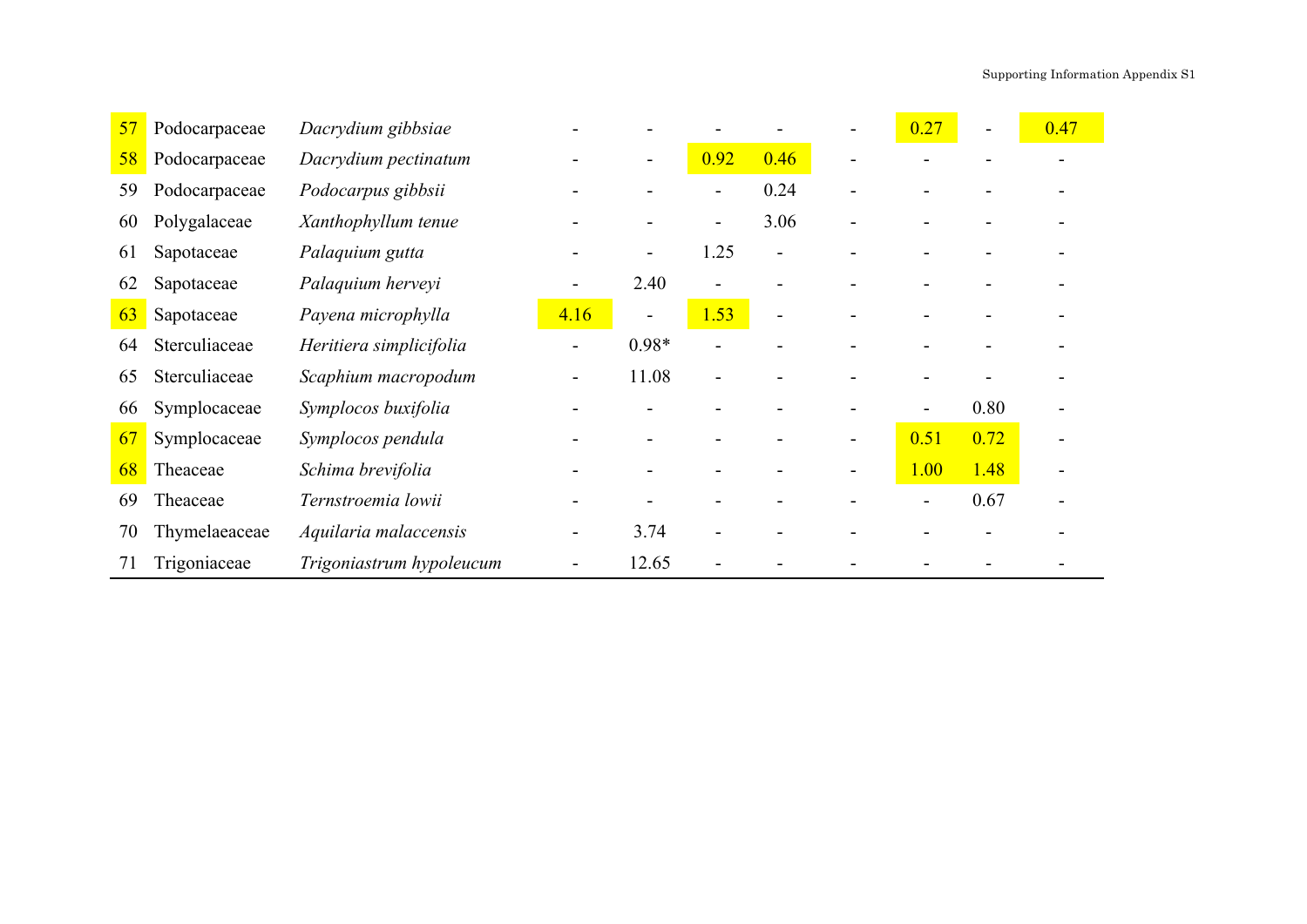| | | | | | | | | | | |
|---|---|---|---|---|---|---|---|---|---|---|
| 57 | Podocarpaceae | *Dacrydium gibbsiae* | - | - | - | - | - | 0.27 | - | 0.47 |
| 58 | Podocarpaceae | *Dacrydium pectinatum* | - | - | 0.92 | 0.46 | - | - | - | - |
| 59 | Podocarpaceae | *Podocarpus gibbsii* | - | - | - | 0.24 | - | - | - | - |
| 60 | Polygalaceae | *Xanthophyllum tenue* | - | - | - | 3.06 | - | - | - | - |
| 61 | Sapotaceae | *Palaquium gutta* | - | - | 1.25 | - | - | - | - | - |
| 62 | Sapotaceae | *Palaquium herveyi* | - | 2.40 | - | - | - | - | - | - |
| 63 | Sapotaceae | *Payena microphylla* | 4.16 | - | 1.53 | - | - | - | - | - |
| 64 | Sterculiaceae | *Heritiera simplicifolia* | - | 0.98* | - | - | - | - | - | - |
| 65 | Sterculiaceae | *Scaphium macropodum* | - | 11.08 | - | - | - | - | - | - |
| 66 | Symplocaceae | *Symplocos buxifolia* | - | - | - | - | - | - | 0.80 | - |
| 67 | Symplocaceae | *Symplocos pendula* | - | - | - | - | - | 0.51 | 0.72 | - |
| 68 | Theaceae | *Schima brevifolia* | - | - | - | - | - | 1.00 | 1.48 | - |
| 69 | Theaceae | *Ternstroemia lowii* | - | - | - | - | - | - | 0.67 | - |
| 70 | Thymelaeaceae | *Aquilaria malaccensis* | - | 3.74 | - | - | - | - | - | - |
| 71 | Trigoniaceae | *Trigoniastrum hypoleucum* | - | 12.65 | - | - | - | - | - | - |